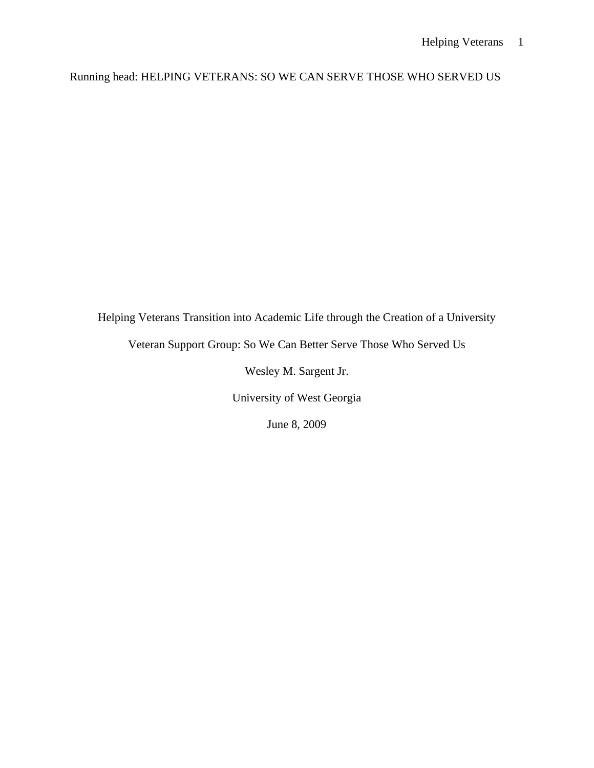Running head: HELPING VETERANS: SO WE CAN SERVE THOSE WHO SERVED US

Helping Veterans Transition into Academic Life through the Creation of a University Veteran Support Group: So We Can Better Serve Those Who Served Us

Wesley M. Sargent Jr.

University of West Georgia

June 8, 2009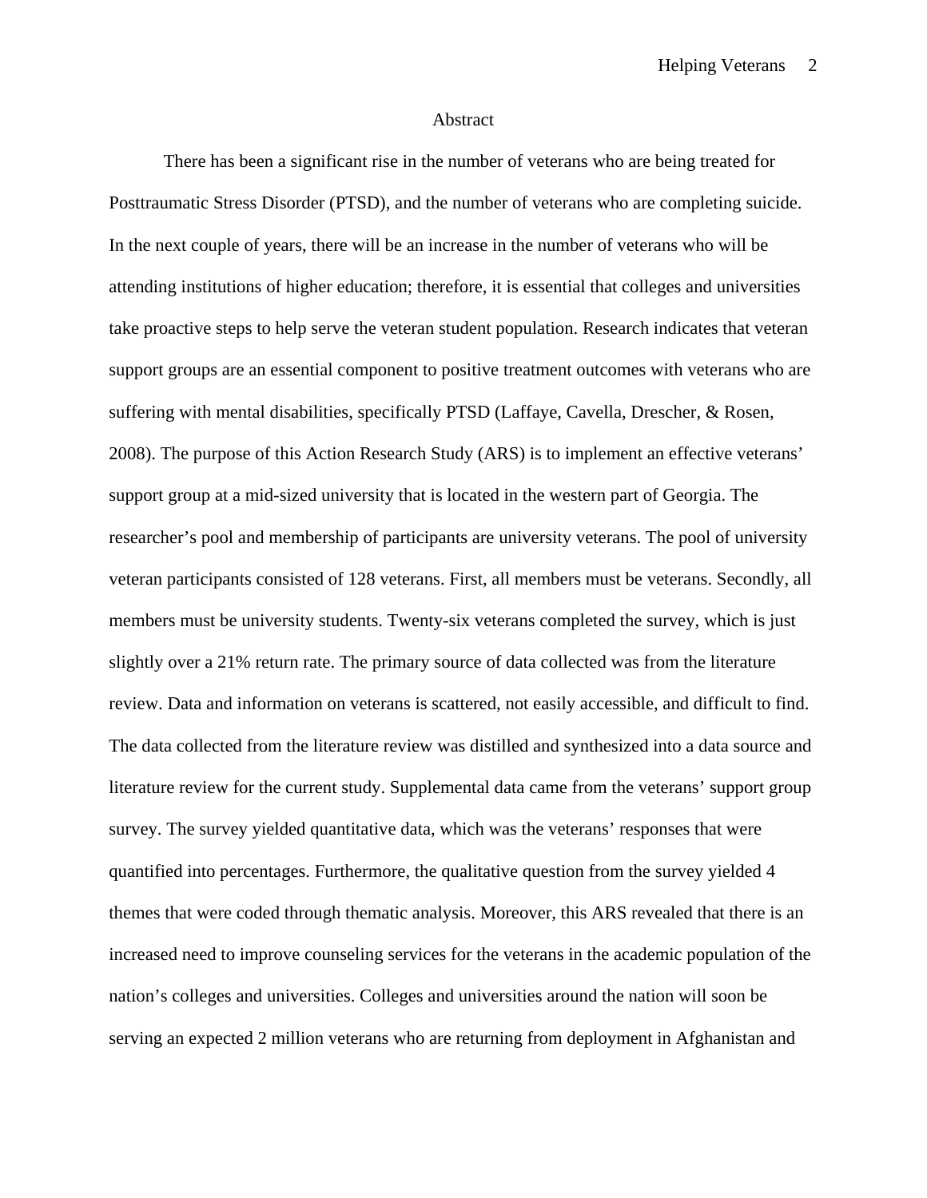# Abstract

There has been a significant rise in the number of veterans who are being treated for Posttraumatic Stress Disorder (PTSD), and the number of veterans who are completing suicide. In the next couple of years, there will be an increase in the number of veterans who will be attending institutions of higher education; therefore, it is essential that colleges and universities take proactive steps to help serve the veteran student population. Research indicates that veteran support groups are an essential component to positive treatment outcomes with veterans who are suffering with mental disabilities, specifically PTSD (Laffaye, Cavella, Drescher, & Rosen, 2008). The purpose of this Action Research Study (ARS) is to implement an effective veterans' support group at a mid-sized university that is located in the western part of Georgia. The researcher's pool and membership of participants are university veterans. The pool of university veteran participants consisted of 128 veterans. First, all members must be veterans. Secondly, all members must be university students. Twenty-six veterans completed the survey, which is just slightly over a 21% return rate. The primary source of data collected was from the literature review. Data and information on veterans is scattered, not easily accessible, and difficult to find. The data collected from the literature review was distilled and synthesized into a data source and literature review for the current study. Supplemental data came from the veterans' support group survey. The survey yielded quantitative data, which was the veterans' responses that were quantified into percentages. Furthermore, the qualitative question from the survey yielded 4 themes that were coded through thematic analysis. Moreover, this ARS revealed that there is an increased need to improve counseling services for the veterans in the academic population of the nation's colleges and universities. Colleges and universities around the nation will soon be serving an expected 2 million veterans who are returning from deployment in Afghanistan and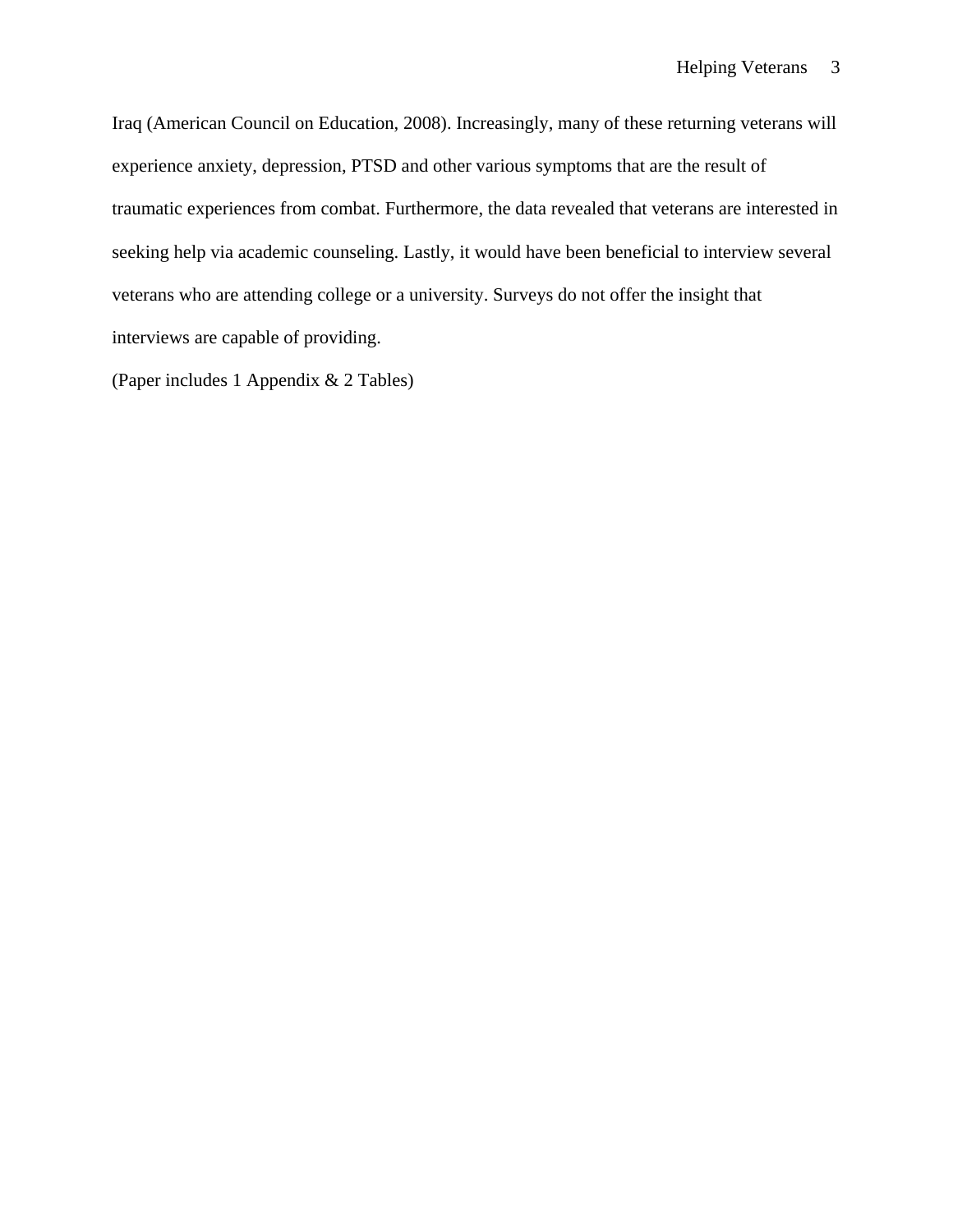Iraq (American Council on Education, 2008). Increasingly, many of these returning veterans will experience anxiety, depression, PTSD and other various symptoms that are the result of traumatic experiences from combat. Furthermore, the data revealed that veterans are interested in seeking help via academic counseling. Lastly, it would have been beneficial to interview several veterans who are attending college or a university. Surveys do not offer the insight that interviews are capable of providing.

(Paper includes 1 Appendix & 2 Tables)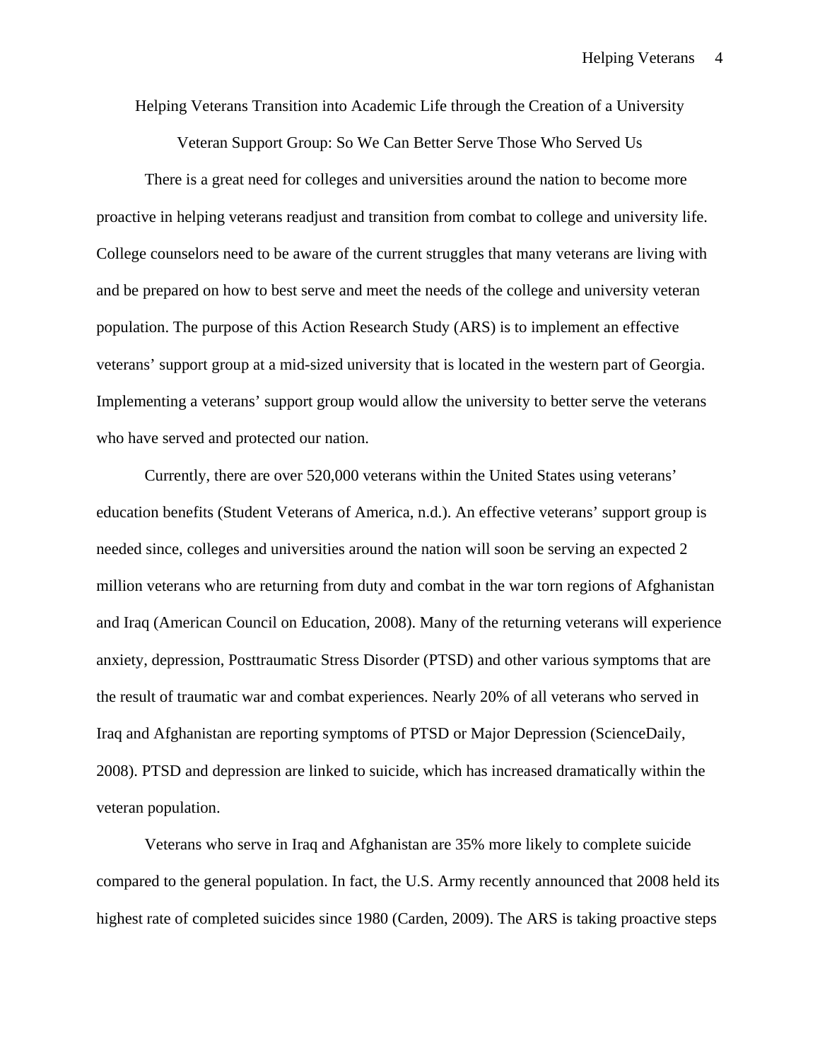# Helping Veterans Transition into Academic Life through the Creation of a University Veteran Support Group: So We Can Better Serve Those Who Served Us

There is a great need for colleges and universities around the nation to become more proactive in helping veterans readjust and transition from combat to college and university life. College counselors need to be aware of the current struggles that many veterans are living with and be prepared on how to best serve and meet the needs of the college and university veteran population. The purpose of this Action Research Study (ARS) is to implement an effective veterans' support group at a mid-sized university that is located in the western part of Georgia. Implementing a veterans' support group would allow the university to better serve the veterans who have served and protected our nation.

Currently, there are over 520,000 veterans within the United States using veterans' education benefits (Student Veterans of America, n.d.). An effective veterans' support group is needed since, colleges and universities around the nation will soon be serving an expected 2 million veterans who are returning from duty and combat in the war torn regions of Afghanistan and Iraq (American Council on Education, 2008). Many of the returning veterans will experience anxiety, depression, Posttraumatic Stress Disorder (PTSD) and other various symptoms that are the result of traumatic war and combat experiences. Nearly 20% of all veterans who served in Iraq and Afghanistan are reporting symptoms of PTSD or Major Depression (ScienceDaily, 2008). PTSD and depression are linked to suicide, which has increased dramatically within the veteran population.

Veterans who serve in Iraq and Afghanistan are 35% more likely to complete suicide compared to the general population. In fact, the U.S. Army recently announced that 2008 held its highest rate of completed suicides since 1980 (Carden, 2009). The ARS is taking proactive steps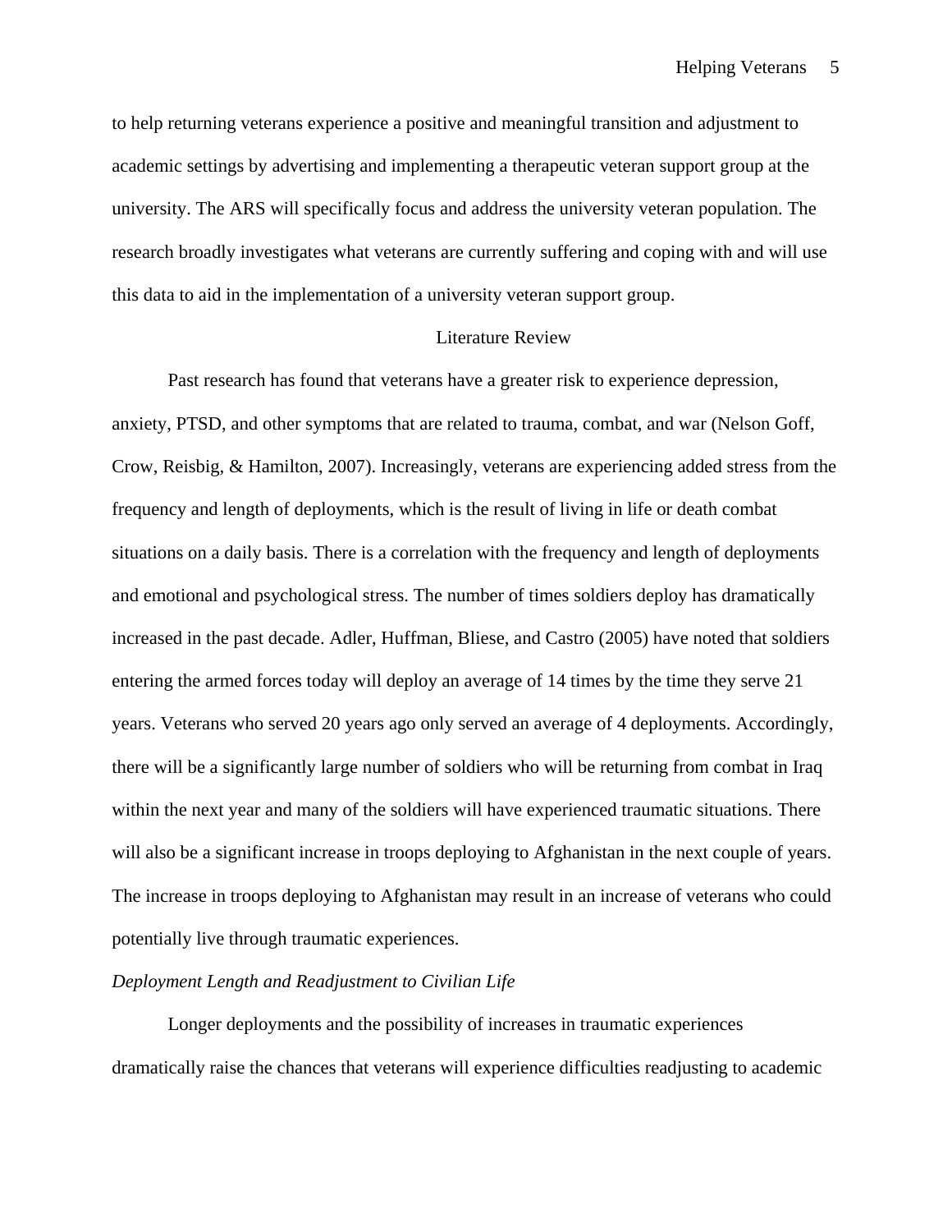to help returning veterans experience a positive and meaningful transition and adjustment to academic settings by advertising and implementing a therapeutic veteran support group at the university. The ARS will specifically focus and address the university veteran population. The research broadly investigates what veterans are currently suffering and coping with and will use this data to aid in the implementation of a university veteran support group.

## Literature Review

Past research has found that veterans have a greater risk to experience depression, anxiety, PTSD, and other symptoms that are related to trauma, combat, and war (Nelson Goff, Crow, Reisbig, & Hamilton, 2007). Increasingly, veterans are experiencing added stress from the frequency and length of deployments, which is the result of living in life or death combat situations on a daily basis. There is a correlation with the frequency and length of deployments and emotional and psychological stress. The number of times soldiers deploy has dramatically increased in the past decade. Adler, Huffman, Bliese, and Castro (2005) have noted that soldiers entering the armed forces today will deploy an average of 14 times by the time they serve 21 years. Veterans who served 20 years ago only served an average of 4 deployments. Accordingly, there will be a significantly large number of soldiers who will be returning from combat in Iraq within the next year and many of the soldiers will have experienced traumatic situations. There will also be a significant increase in troops deploying to Afghanistan in the next couple of years. The increase in troops deploying to Afghanistan may result in an increase of veterans who could potentially live through traumatic experiences.

### *Deployment Length and Readjustment to Civilian Life*

Longer deployments and the possibility of increases in traumatic experiences dramatically raise the chances that veterans will experience difficulties readjusting to academic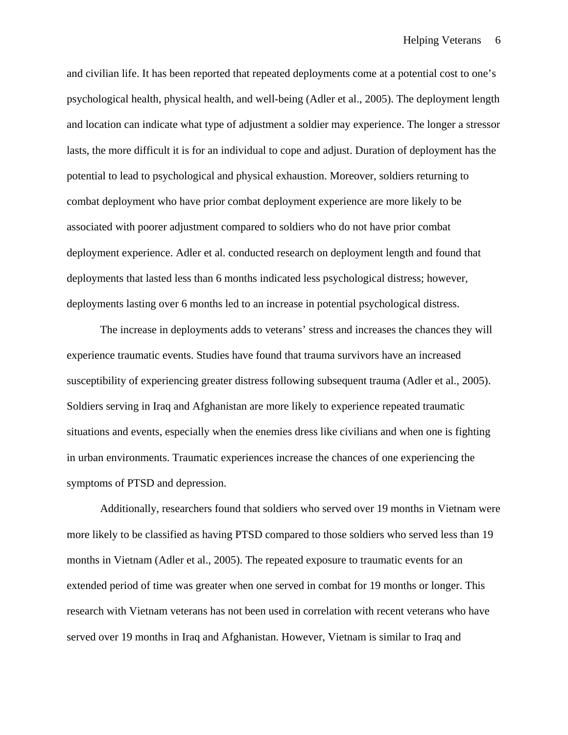and civilian life. It has been reported that repeated deployments come at a potential cost to one's psychological health, physical health, and well-being (Adler et al., 2005). The deployment length and location can indicate what type of adjustment a soldier may experience. The longer a stressor lasts, the more difficult it is for an individual to cope and adjust. Duration of deployment has the potential to lead to psychological and physical exhaustion. Moreover, soldiers returning to combat deployment who have prior combat deployment experience are more likely to be associated with poorer adjustment compared to soldiers who do not have prior combat deployment experience. Adler et al. conducted research on deployment length and found that deployments that lasted less than 6 months indicated less psychological distress; however, deployments lasting over 6 months led to an increase in potential psychological distress.

The increase in deployments adds to veterans' stress and increases the chances they will experience traumatic events. Studies have found that trauma survivors have an increased susceptibility of experiencing greater distress following subsequent trauma (Adler et al., 2005). Soldiers serving in Iraq and Afghanistan are more likely to experience repeated traumatic situations and events, especially when the enemies dress like civilians and when one is fighting in urban environments. Traumatic experiences increase the chances of one experiencing the symptoms of PTSD and depression.

Additionally, researchers found that soldiers who served over 19 months in Vietnam were more likely to be classified as having PTSD compared to those soldiers who served less than 19 months in Vietnam (Adler et al., 2005). The repeated exposure to traumatic events for an extended period of time was greater when one served in combat for 19 months or longer. This research with Vietnam veterans has not been used in correlation with recent veterans who have served over 19 months in Iraq and Afghanistan. However, Vietnam is similar to Iraq and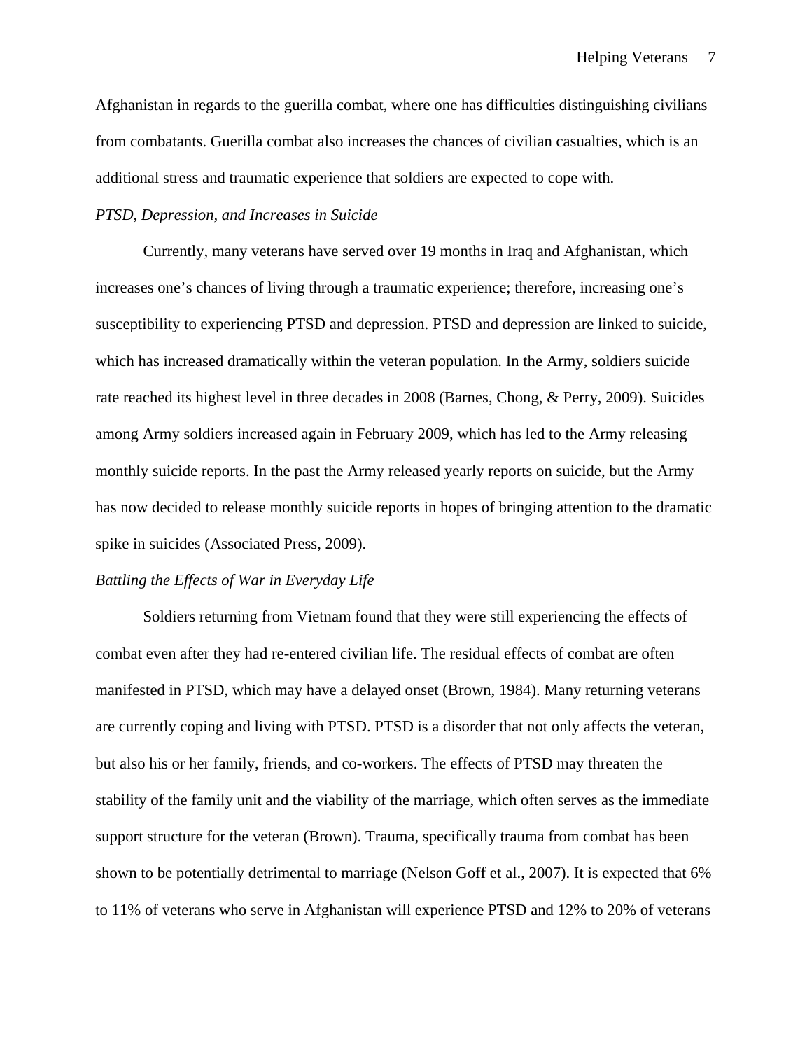Afghanistan in regards to the guerilla combat, where one has difficulties distinguishing civilians from combatants. Guerilla combat also increases the chances of civilian casualties, which is an additional stress and traumatic experience that soldiers are expected to cope with.

### *PTSD, Depression, and Increases in Suicide*

Currently, many veterans have served over 19 months in Iraq and Afghanistan, which increases one's chances of living through a traumatic experience; therefore, increasing one's susceptibility to experiencing PTSD and depression. PTSD and depression are linked to suicide, which has increased dramatically within the veteran population. In the Army, soldiers suicide rate reached its highest level in three decades in 2008 (Barnes, Chong, & Perry, 2009). Suicides among Army soldiers increased again in February 2009, which has led to the Army releasing monthly suicide reports. In the past the Army released yearly reports on suicide, but the Army has now decided to release monthly suicide reports in hopes of bringing attention to the dramatic spike in suicides (Associated Press, 2009).

### *Battling the Effects of War in Everyday Life*

Soldiers returning from Vietnam found that they were still experiencing the effects of combat even after they had re-entered civilian life. The residual effects of combat are often manifested in PTSD, which may have a delayed onset (Brown, 1984). Many returning veterans are currently coping and living with PTSD. PTSD is a disorder that not only affects the veteran, but also his or her family, friends, and co-workers. The effects of PTSD may threaten the stability of the family unit and the viability of the marriage, which often serves as the immediate support structure for the veteran (Brown). Trauma, specifically trauma from combat has been shown to be potentially detrimental to marriage (Nelson Goff et al., 2007). It is expected that 6% to 11% of veterans who serve in Afghanistan will experience PTSD and 12% to 20% of veterans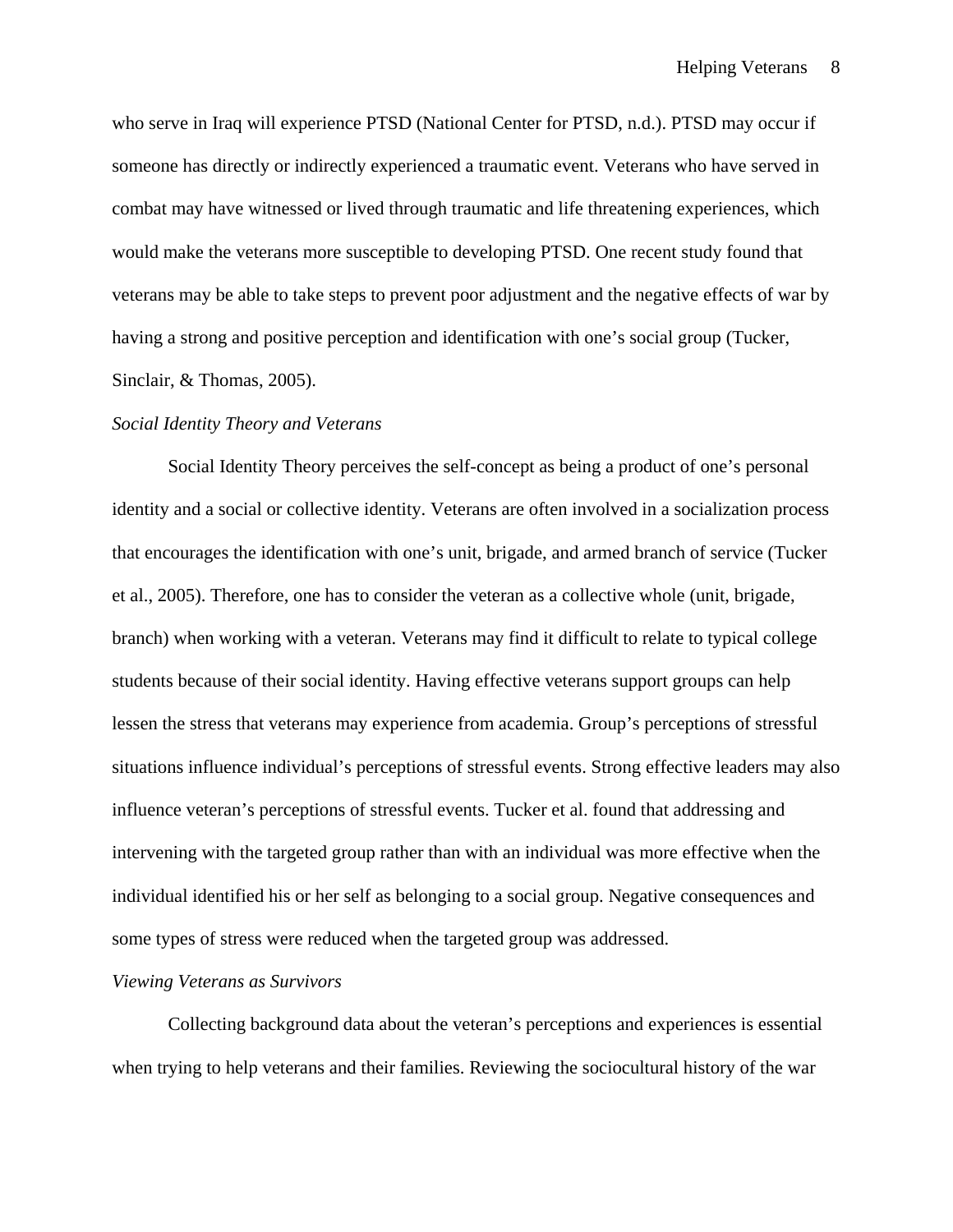who serve in Iraq will experience PTSD (National Center for PTSD, n.d.). PTSD may occur if someone has directly or indirectly experienced a traumatic event. Veterans who have served in combat may have witnessed or lived through traumatic and life threatening experiences, which would make the veterans more susceptible to developing PTSD. One recent study found that veterans may be able to take steps to prevent poor adjustment and the negative effects of war by having a strong and positive perception and identification with one's social group (Tucker, Sinclair, & Thomas, 2005).

*Social Identity Theory and Veterans*

Social Identity Theory perceives the self-concept as being a product of one's personal identity and a social or collective identity. Veterans are often involved in a socialization process that encourages the identification with one's unit, brigade, and armed branch of service (Tucker et al., 2005). Therefore, one has to consider the veteran as a collective whole (unit, brigade, branch) when working with a veteran. Veterans may find it difficult to relate to typical college students because of their social identity. Having effective veterans support groups can help lessen the stress that veterans may experience from academia. Group's perceptions of stressful situations influence individual's perceptions of stressful events. Strong effective leaders may also influence veteran's perceptions of stressful events. Tucker et al. found that addressing and intervening with the targeted group rather than with an individual was more effective when the individual identified his or her self as belonging to a social group. Negative consequences and some types of stress were reduced when the targeted group was addressed.

*Viewing Veterans as Survivors*

Collecting background data about the veteran's perceptions and experiences is essential when trying to help veterans and their families. Reviewing the sociocultural history of the war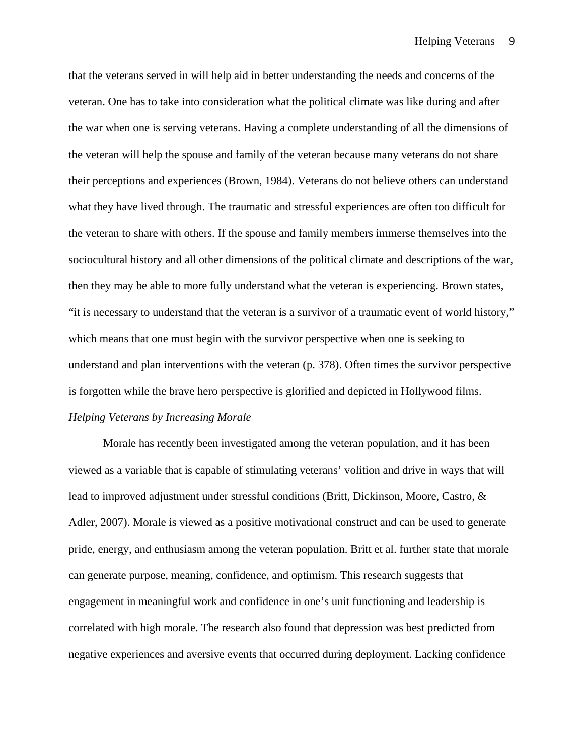that the veterans served in will help aid in better understanding the needs and concerns of the veteran. One has to take into consideration what the political climate was like during and after the war when one is serving veterans. Having a complete understanding of all the dimensions of the veteran will help the spouse and family of the veteran because many veterans do not share their perceptions and experiences (Brown, 1984). Veterans do not believe others can understand what they have lived through. The traumatic and stressful experiences are often too difficult for the veteran to share with others. If the spouse and family members immerse themselves into the sociocultural history and all other dimensions of the political climate and descriptions of the war, then they may be able to more fully understand what the veteran is experiencing. Brown states, "it is necessary to understand that the veteran is a survivor of a traumatic event of world history," which means that one must begin with the survivor perspective when one is seeking to understand and plan interventions with the veteran (p. 378). Often times the survivor perspective is forgotten while the brave hero perspective is glorified and depicted in Hollywood films.

### *Helping Veterans by Increasing Morale*

Morale has recently been investigated among the veteran population, and it has been viewed as a variable that is capable of stimulating veterans' volition and drive in ways that will lead to improved adjustment under stressful conditions (Britt, Dickinson, Moore, Castro, & Adler, 2007). Morale is viewed as a positive motivational construct and can be used to generate pride, energy, and enthusiasm among the veteran population. Britt et al. further state that morale can generate purpose, meaning, confidence, and optimism. This research suggests that engagement in meaningful work and confidence in one's unit functioning and leadership is correlated with high morale. The research also found that depression was best predicted from negative experiences and aversive events that occurred during deployment. Lacking confidence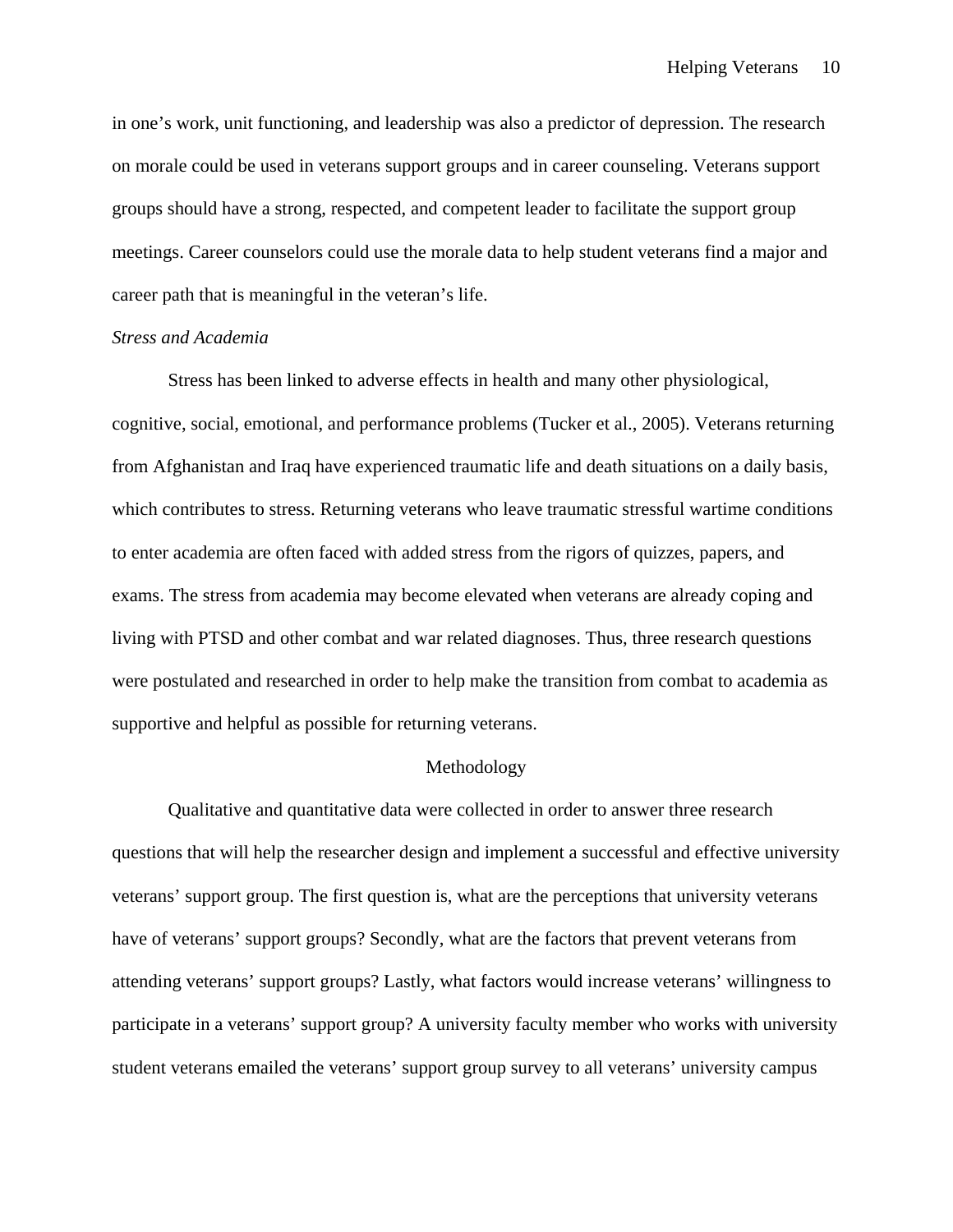in one's work, unit functioning, and leadership was also a predictor of depression. The research on morale could be used in veterans support groups and in career counseling. Veterans support groups should have a strong, respected, and competent leader to facilitate the support group meetings. Career counselors could use the morale data to help student veterans find a major and career path that is meaningful in the veteran's life.

### *Stress and Academia*

Stress has been linked to adverse effects in health and many other physiological, cognitive, social, emotional, and performance problems (Tucker et al., 2005). Veterans returning from Afghanistan and Iraq have experienced traumatic life and death situations on a daily basis, which contributes to stress. Returning veterans who leave traumatic stressful wartime conditions to enter academia are often faced with added stress from the rigors of quizzes, papers, and exams. The stress from academia may become elevated when veterans are already coping and living with PTSD and other combat and war related diagnoses. Thus, three research questions were postulated and researched in order to help make the transition from combat to academia as supportive and helpful as possible for returning veterans.

## Methodology

Qualitative and quantitative data were collected in order to answer three research questions that will help the researcher design and implement a successful and effective university veterans' support group. The first question is, what are the perceptions that university veterans have of veterans' support groups? Secondly, what are the factors that prevent veterans from attending veterans' support groups? Lastly, what factors would increase veterans' willingness to participate in a veterans' support group? A university faculty member who works with university student veterans emailed the veterans' support group survey to all veterans' university campus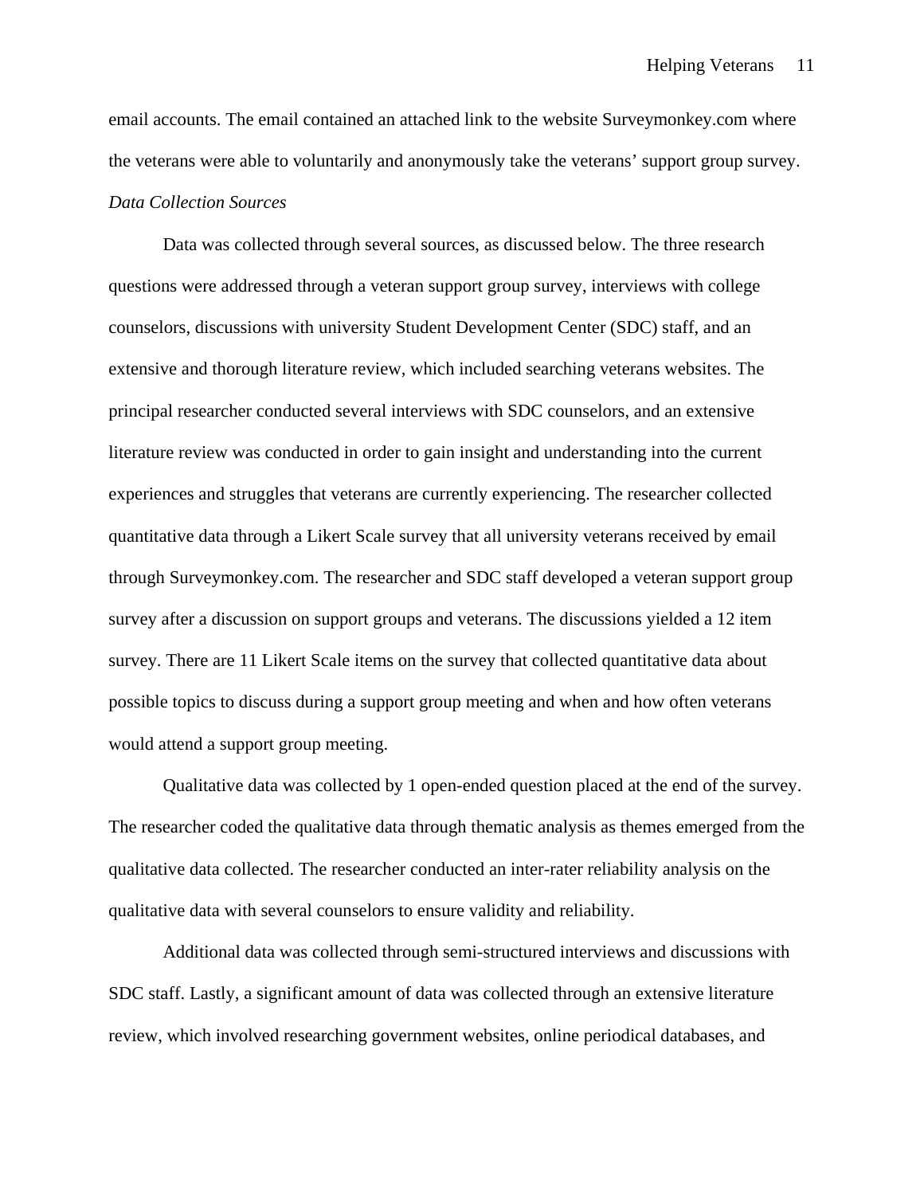email accounts. The email contained an attached link to the website Surveymonkey.com where the veterans were able to voluntarily and anonymously take the veterans' support group survey.

*Data Collection Sources*

Data was collected through several sources, as discussed below. The three research questions were addressed through a veteran support group survey, interviews with college counselors, discussions with university Student Development Center (SDC) staff, and an extensive and thorough literature review, which included searching veterans websites. The principal researcher conducted several interviews with SDC counselors, and an extensive literature review was conducted in order to gain insight and understanding into the current experiences and struggles that veterans are currently experiencing. The researcher collected quantitative data through a Likert Scale survey that all university veterans received by email through Surveymonkey.com. The researcher and SDC staff developed a veteran support group survey after a discussion on support groups and veterans. The discussions yielded a 12 item survey. There are 11 Likert Scale items on the survey that collected quantitative data about possible topics to discuss during a support group meeting and when and how often veterans would attend a support group meeting.

Qualitative data was collected by 1 open-ended question placed at the end of the survey. The researcher coded the qualitative data through thematic analysis as themes emerged from the qualitative data collected. The researcher conducted an inter-rater reliability analysis on the qualitative data with several counselors to ensure validity and reliability.

Additional data was collected through semi-structured interviews and discussions with SDC staff. Lastly, a significant amount of data was collected through an extensive literature review, which involved researching government websites, online periodical databases, and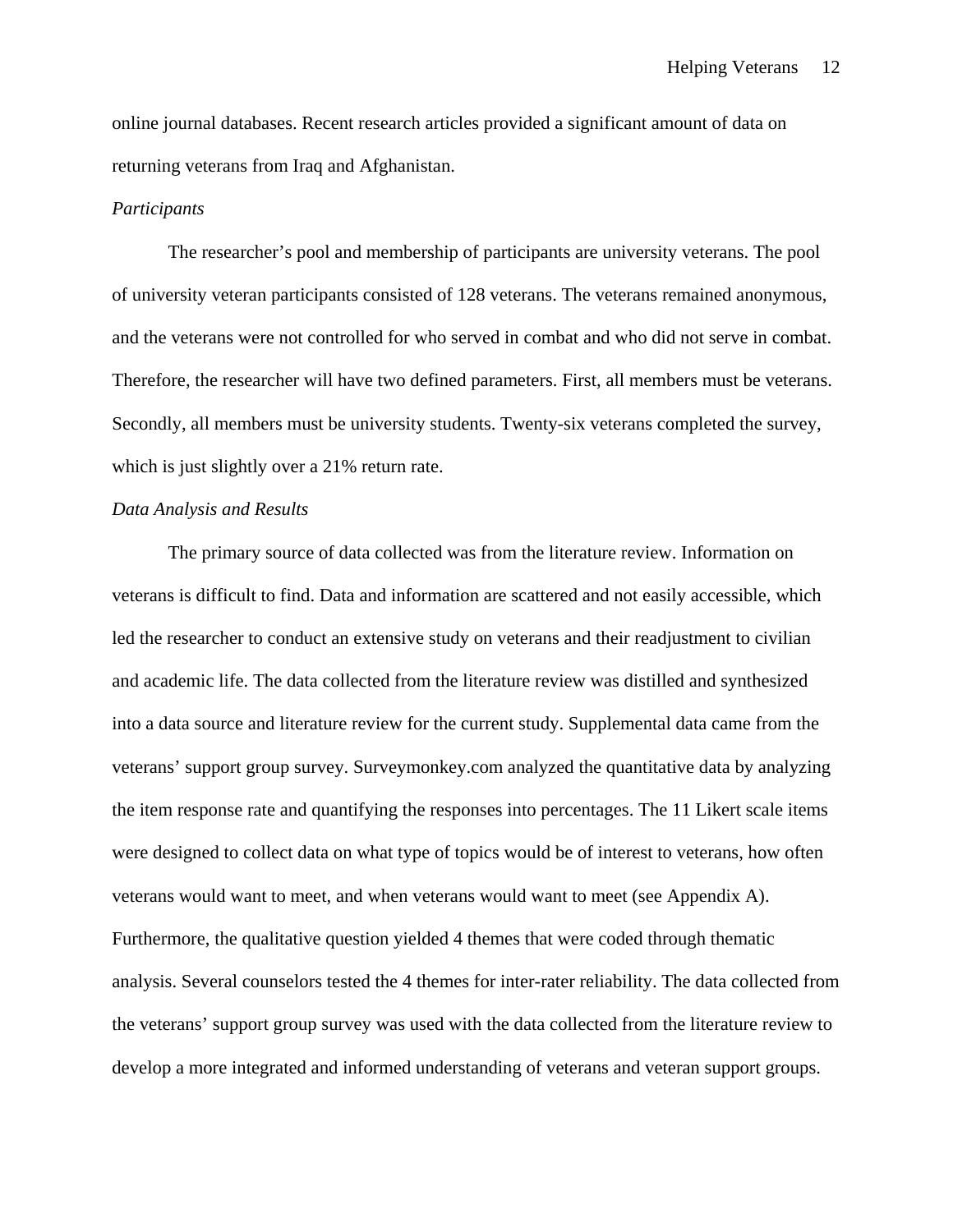online journal databases. Recent research articles provided a significant amount of data on returning veterans from Iraq and Afghanistan.

*Participants*

The researcher's pool and membership of participants are university veterans. The pool of university veteran participants consisted of 128 veterans. The veterans remained anonymous, and the veterans were not controlled for who served in combat and who did not serve in combat. Therefore, the researcher will have two defined parameters. First, all members must be veterans. Secondly, all members must be university students. Twenty-six veterans completed the survey, which is just slightly over a 21% return rate.

*Data Analysis and Results*

The primary source of data collected was from the literature review. Information on veterans is difficult to find. Data and information are scattered and not easily accessible, which led the researcher to conduct an extensive study on veterans and their readjustment to civilian and academic life. The data collected from the literature review was distilled and synthesized into a data source and literature review for the current study. Supplemental data came from the veterans' support group survey. Surveymonkey.com analyzed the quantitative data by analyzing the item response rate and quantifying the responses into percentages. The 11 Likert scale items were designed to collect data on what type of topics would be of interest to veterans, how often veterans would want to meet, and when veterans would want to meet (see Appendix A). Furthermore, the qualitative question yielded 4 themes that were coded through thematic analysis. Several counselors tested the 4 themes for inter-rater reliability. The data collected from the veterans' support group survey was used with the data collected from the literature review to develop a more integrated and informed understanding of veterans and veteran support groups.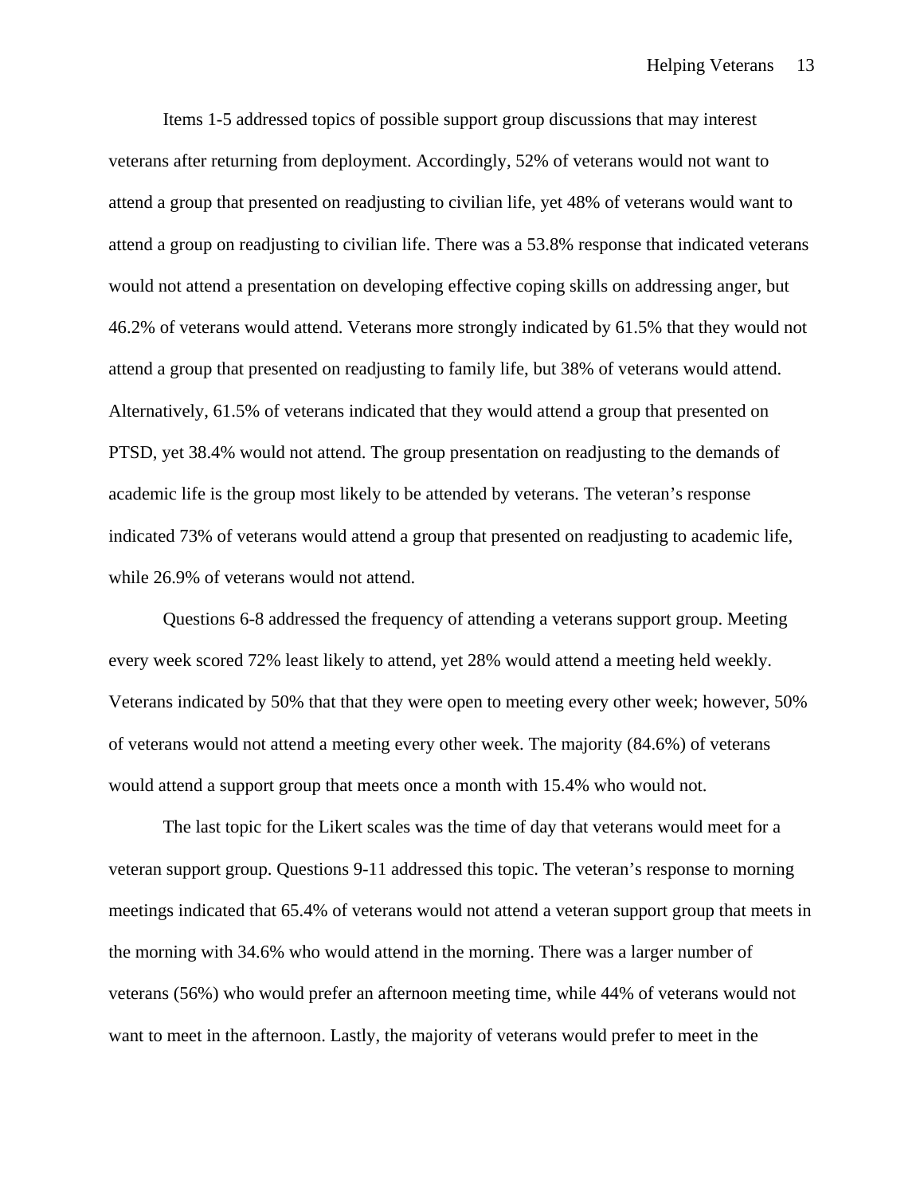Items 1-5 addressed topics of possible support group discussions that may interest veterans after returning from deployment. Accordingly, 52% of veterans would not want to attend a group that presented on readjusting to civilian life, yet 48% of veterans would want to attend a group on readjusting to civilian life. There was a 53.8% response that indicated veterans would not attend a presentation on developing effective coping skills on addressing anger, but 46.2% of veterans would attend. Veterans more strongly indicated by 61.5% that they would not attend a group that presented on readjusting to family life, but 38% of veterans would attend. Alternatively, 61.5% of veterans indicated that they would attend a group that presented on PTSD, yet 38.4% would not attend. The group presentation on readjusting to the demands of academic life is the group most likely to be attended by veterans. The veteran's response indicated 73% of veterans would attend a group that presented on readjusting to academic life, while 26.9% of veterans would not attend.

Questions 6-8 addressed the frequency of attending a veterans support group. Meeting every week scored 72% least likely to attend, yet 28% would attend a meeting held weekly. Veterans indicated by 50% that that they were open to meeting every other week; however, 50% of veterans would not attend a meeting every other week. The majority (84.6%) of veterans would attend a support group that meets once a month with 15.4% who would not.

The last topic for the Likert scales was the time of day that veterans would meet for a veteran support group. Questions 9-11 addressed this topic. The veteran's response to morning meetings indicated that 65.4% of veterans would not attend a veteran support group that meets in the morning with 34.6% who would attend in the morning. There was a larger number of veterans (56%) who would prefer an afternoon meeting time, while 44% of veterans would not want to meet in the afternoon. Lastly, the majority of veterans would prefer to meet in the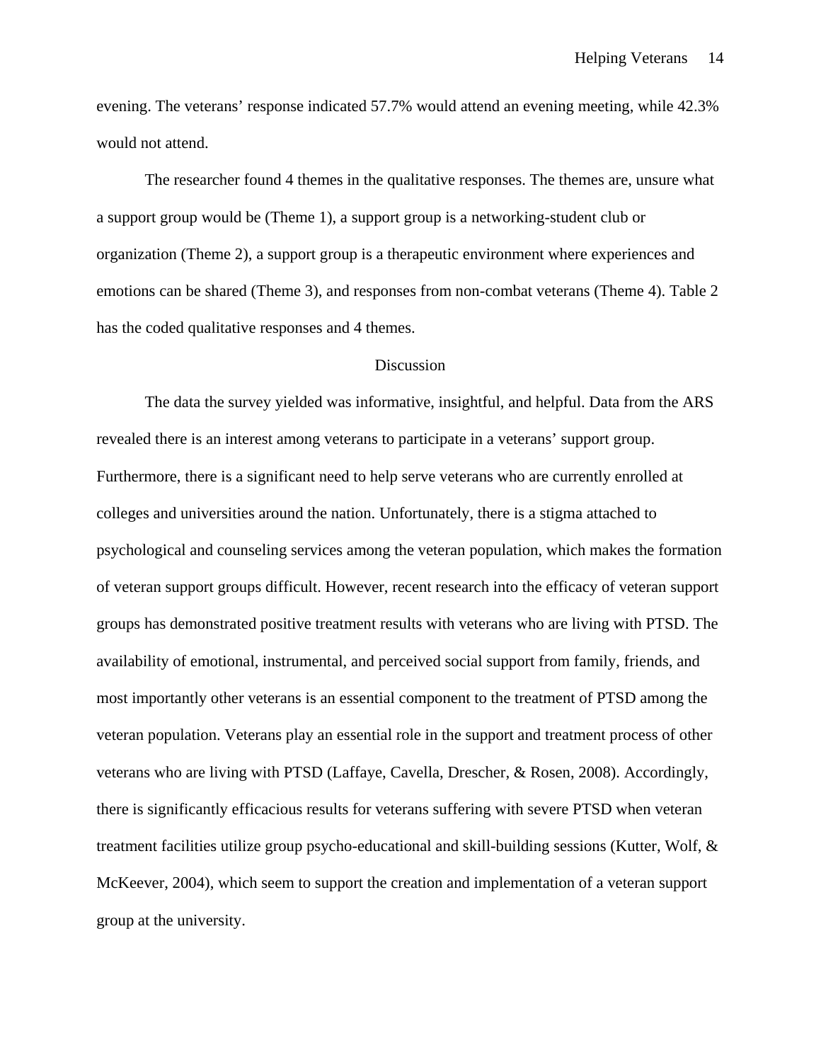evening. The veterans' response indicated 57.7% would attend an evening meeting, while 42.3% would not attend.

The researcher found 4 themes in the qualitative responses. The themes are, unsure what a support group would be (Theme 1), a support group is a networking-student club or organization (Theme 2), a support group is a therapeutic environment where experiences and emotions can be shared (Theme 3), and responses from non-combat veterans (Theme 4). Table 2 has the coded qualitative responses and 4 themes.

## Discussion

The data the survey yielded was informative, insightful, and helpful. Data from the ARS revealed there is an interest among veterans to participate in a veterans' support group. Furthermore, there is a significant need to help serve veterans who are currently enrolled at colleges and universities around the nation. Unfortunately, there is a stigma attached to psychological and counseling services among the veteran population, which makes the formation of veteran support groups difficult. However, recent research into the efficacy of veteran support groups has demonstrated positive treatment results with veterans who are living with PTSD. The availability of emotional, instrumental, and perceived social support from family, friends, and most importantly other veterans is an essential component to the treatment of PTSD among the veteran population. Veterans play an essential role in the support and treatment process of other veterans who are living with PTSD (Laffaye, Cavella, Drescher, & Rosen, 2008). Accordingly, there is significantly efficacious results for veterans suffering with severe PTSD when veteran treatment facilities utilize group psycho-educational and skill-building sessions (Kutter, Wolf, & McKeever, 2004), which seem to support the creation and implementation of a veteran support group at the university.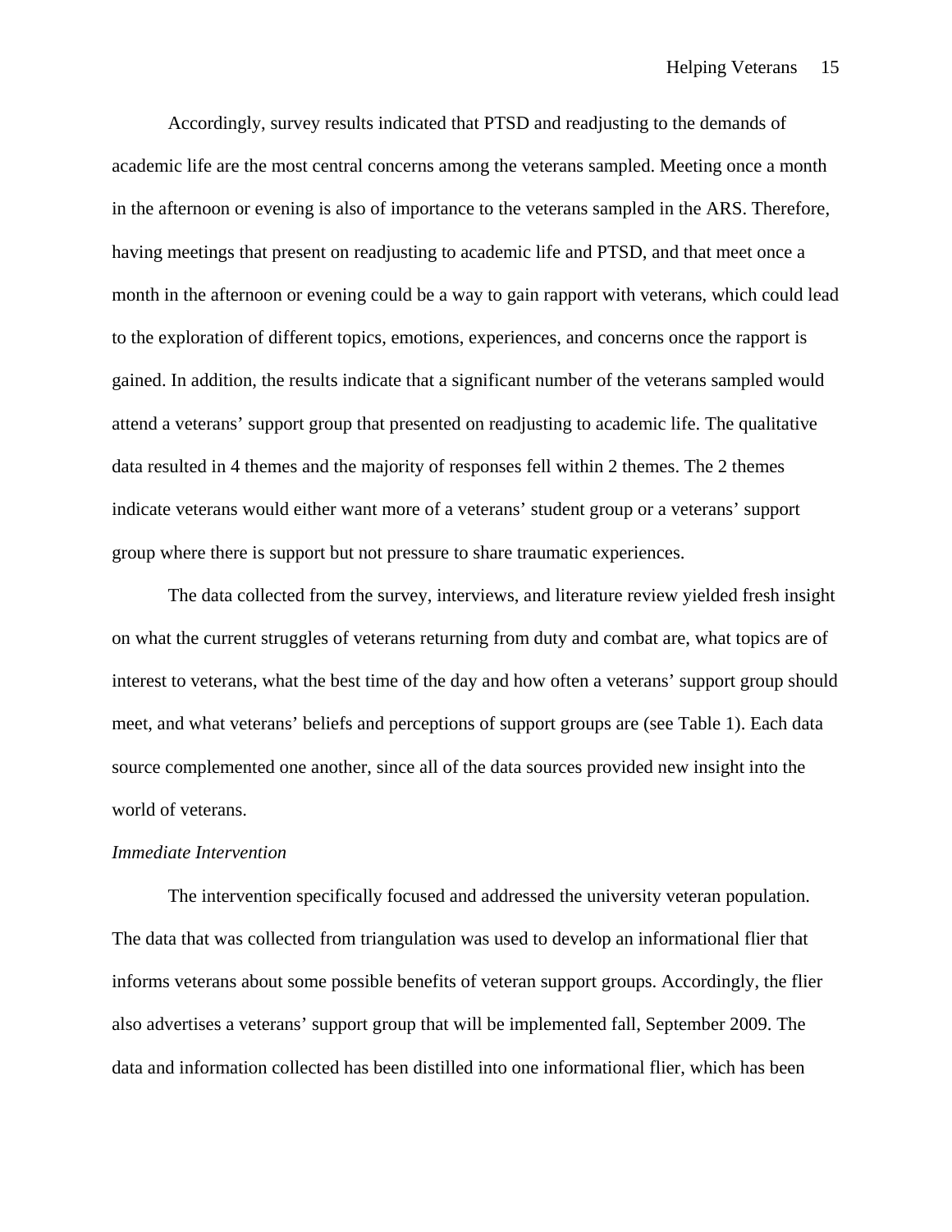Accordingly, survey results indicated that PTSD and readjusting to the demands of academic life are the most central concerns among the veterans sampled. Meeting once a month in the afternoon or evening is also of importance to the veterans sampled in the ARS. Therefore, having meetings that present on readjusting to academic life and PTSD, and that meet once a month in the afternoon or evening could be a way to gain rapport with veterans, which could lead to the exploration of different topics, emotions, experiences, and concerns once the rapport is gained. In addition, the results indicate that a significant number of the veterans sampled would attend a veterans' support group that presented on readjusting to academic life. The qualitative data resulted in 4 themes and the majority of responses fell within 2 themes. The 2 themes indicate veterans would either want more of a veterans' student group or a veterans' support group where there is support but not pressure to share traumatic experiences.

The data collected from the survey, interviews, and literature review yielded fresh insight on what the current struggles of veterans returning from duty and combat are, what topics are of interest to veterans, what the best time of the day and how often a veterans' support group should meet, and what veterans' beliefs and perceptions of support groups are (see Table 1). Each data source complemented one another, since all of the data sources provided new insight into the world of veterans.

*Immediate Intervention*

The intervention specifically focused and addressed the university veteran population. The data that was collected from triangulation was used to develop an informational flier that informs veterans about some possible benefits of veteran support groups. Accordingly, the flier also advertises a veterans' support group that will be implemented fall, September 2009. The data and information collected has been distilled into one informational flier, which has been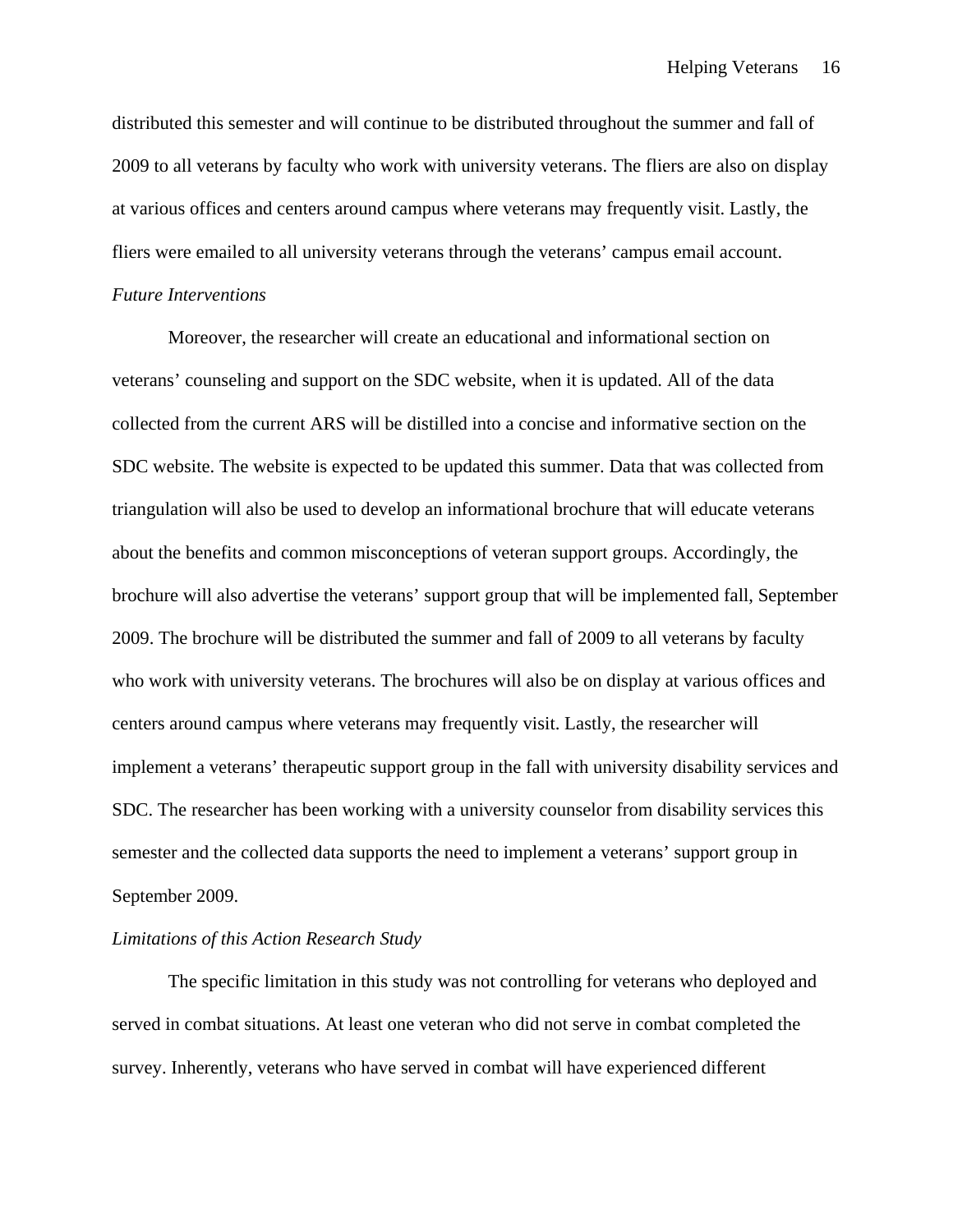distributed this semester and will continue to be distributed throughout the summer and fall of 2009 to all veterans by faculty who work with university veterans. The fliers are also on display at various offices and centers around campus where veterans may frequently visit. Lastly, the fliers were emailed to all university veterans through the veterans' campus email account.

*Future Interventions*

Moreover, the researcher will create an educational and informational section on veterans' counseling and support on the SDC website, when it is updated. All of the data collected from the current ARS will be distilled into a concise and informative section on the SDC website. The website is expected to be updated this summer. Data that was collected from triangulation will also be used to develop an informational brochure that will educate veterans about the benefits and common misconceptions of veteran support groups. Accordingly, the brochure will also advertise the veterans' support group that will be implemented fall, September 2009. The brochure will be distributed the summer and fall of 2009 to all veterans by faculty who work with university veterans. The brochures will also be on display at various offices and centers around campus where veterans may frequently visit. Lastly, the researcher will implement a veterans' therapeutic support group in the fall with university disability services and SDC. The researcher has been working with a university counselor from disability services this semester and the collected data supports the need to implement a veterans' support group in September 2009.

*Limitations of this Action Research Study*

The specific limitation in this study was not controlling for veterans who deployed and served in combat situations. At least one veteran who did not serve in combat completed the survey. Inherently, veterans who have served in combat will have experienced different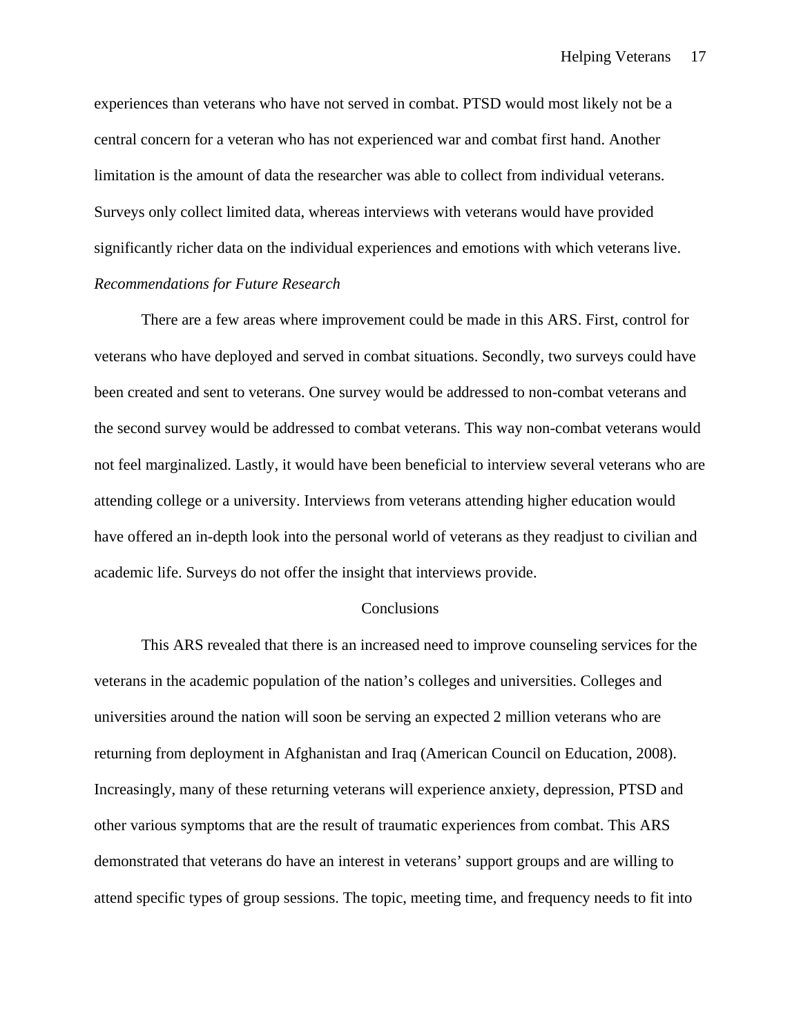experiences than veterans who have not served in combat. PTSD would most likely not be a central concern for a veteran who has not experienced war and combat first hand. Another limitation is the amount of data the researcher was able to collect from individual veterans. Surveys only collect limited data, whereas interviews with veterans would have provided significantly richer data on the individual experiences and emotions with which veterans live.

### *Recommendations for Future Research*

There are a few areas where improvement could be made in this ARS. First, control for veterans who have deployed and served in combat situations. Secondly, two surveys could have been created and sent to veterans. One survey would be addressed to non-combat veterans and the second survey would be addressed to combat veterans. This way non-combat veterans would not feel marginalized. Lastly, it would have been beneficial to interview several veterans who are attending college or a university. Interviews from veterans attending higher education would have offered an in-depth look into the personal world of veterans as they readjust to civilian and academic life. Surveys do not offer the insight that interviews provide.

## Conclusions

This ARS revealed that there is an increased need to improve counseling services for the veterans in the academic population of the nation's colleges and universities. Colleges and universities around the nation will soon be serving an expected 2 million veterans who are returning from deployment in Afghanistan and Iraq (American Council on Education, 2008). Increasingly, many of these returning veterans will experience anxiety, depression, PTSD and other various symptoms that are the result of traumatic experiences from combat. This ARS demonstrated that veterans do have an interest in veterans' support groups and are willing to attend specific types of group sessions. The topic, meeting time, and frequency needs to fit into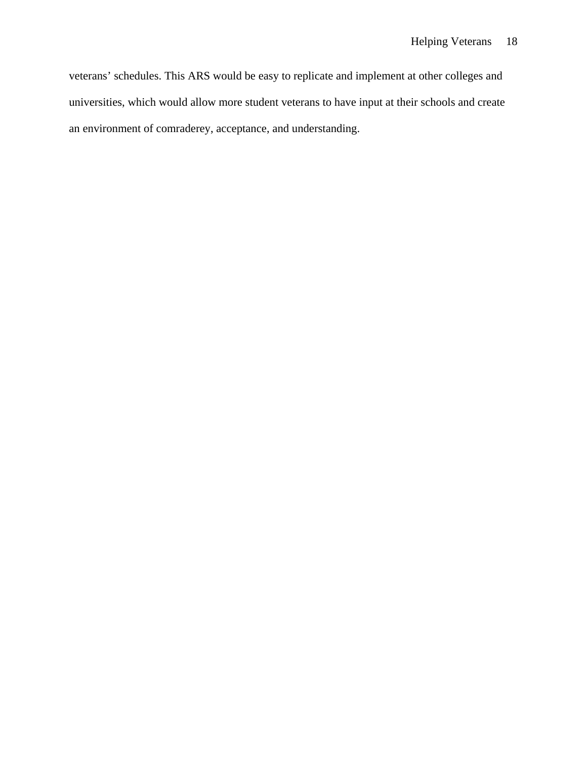veterans' schedules. This ARS would be easy to replicate and implement at other colleges and universities, which would allow more student veterans to have input at their schools and create an environment of comraderey, acceptance, and understanding.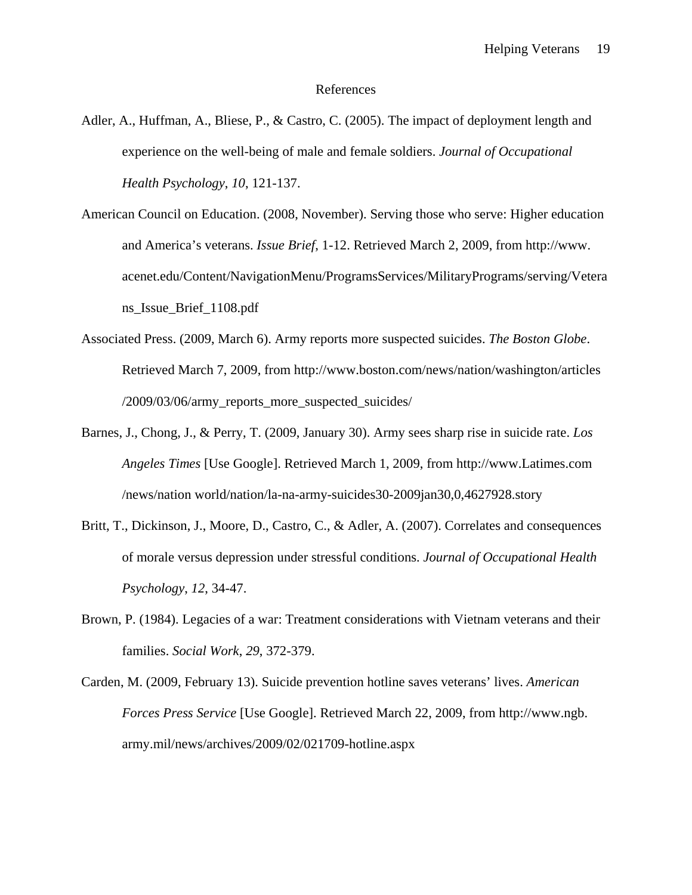# References

Adler, A., Huffman, A., Bliese, P., & Castro, C. (2005). The impact of deployment length and experience on the well-being of male and female soldiers. *Journal of Occupational Health Psychology*, *10*, 121-137.

American Council on Education. (2008, November). Serving those who serve: Higher education and America's veterans. *Issue Brief*, 1-12. Retrieved March 2, 2009, from http://www.acenet.edu/Content/NavigationMenu/ProgramsServices/MilitaryPrograms/serving/Veterans_Issue_Brief_1108.pdf

Associated Press. (2009, March 6). Army reports more suspected suicides. *The Boston Globe*. Retrieved March 7, 2009, from http://www.boston.com/news/nation/washington/articles/2009/03/06/army_reports_more_suspected_suicides/

Barnes, J., Chong, J., & Perry, T. (2009, January 30). Army sees sharp rise in suicide rate. *Los Angeles Times* [Use Google]. Retrieved March 1, 2009, from http://www.Latimes.com/news/nation world/nation/la-na-army-suicides30-2009jan30,0,4627928.story

Britt, T., Dickinson, J., Moore, D., Castro, C., & Adler, A. (2007). Correlates and consequences of morale versus depression under stressful conditions. *Journal of Occupational Health Psychology*, *12*, 34-47.

Brown, P. (1984). Legacies of a war: Treatment considerations with Vietnam veterans and their families. *Social Work*, *29*, 372-379.

Carden, M. (2009, February 13). Suicide prevention hotline saves veterans' lives. *American Forces Press Service* [Use Google]. Retrieved March 22, 2009, from http://www.ngb.army.mil/news/archives/2009/02/021709-hotline.aspx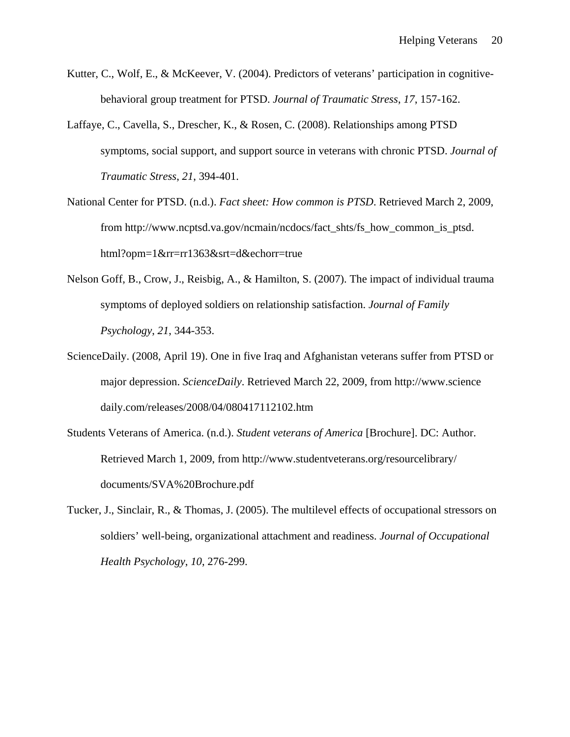Kutter, C., Wolf, E., & McKeever, V. (2004). Predictors of veterans' participation in cognitive-behavioral group treatment for PTSD. *Journal of Traumatic Stress*, *17*, 157-162.

Laffaye, C., Cavella, S., Drescher, K., & Rosen, C. (2008). Relationships among PTSD symptoms, social support, and support source in veterans with chronic PTSD. *Journal of Traumatic Stress*, *21*, 394-401.

National Center for PTSD. (n.d.). *Fact sheet: How common is PTSD*. Retrieved March 2, 2009, from http://www.ncptsd.va.gov/ncmain/ncdocs/fact_shts/fs_how_common_is_ptsd.html?opm=1&rr=rr1363&srt=d&echorr=true

Nelson Goff, B., Crow, J., Reisbig, A., & Hamilton, S. (2007). The impact of individual trauma symptoms of deployed soldiers on relationship satisfaction. *Journal of Family Psychology*, *21*, 344-353.

ScienceDaily. (2008, April 19). One in five Iraq and Afghanistan veterans suffer from PTSD or major depression. *ScienceDaily*. Retrieved March 22, 2009, from http://www.sciencedaily.com/releases/2008/04/080417112102.htm

Students Veterans of America. (n.d.). *Student veterans of America* [Brochure]. DC: Author. Retrieved March 1, 2009, from http://www.studentveterans.org/resourcelibrary/documents/SVA%20Brochure.pdf

Tucker, J., Sinclair, R., & Thomas, J. (2005). The multilevel effects of occupational stressors on soldiers' well-being, organizational attachment and readiness. *Journal of Occupational Health Psychology*, *10*, 276-299.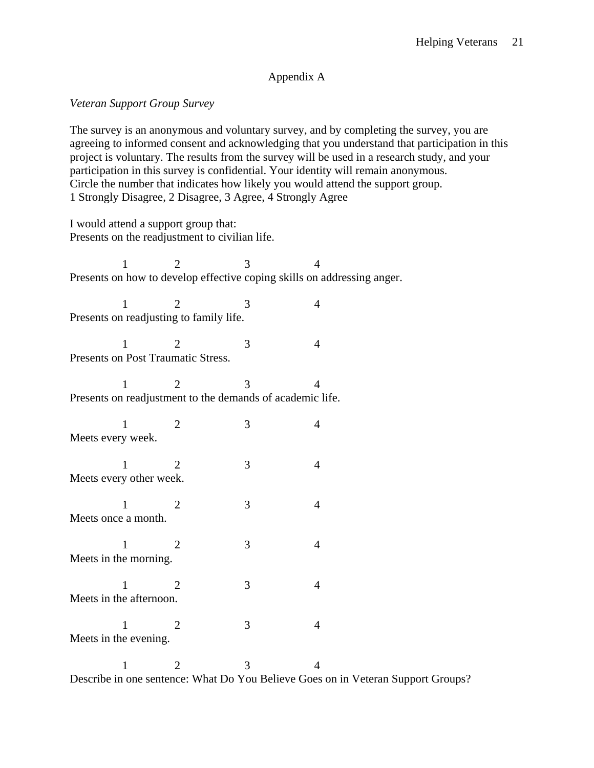## Appendix A

*Veteran Support Group Survey*

The survey is an anonymous and voluntary survey, and by completing the survey, you are agreeing to informed consent and acknowledging that you understand that participation in this project is voluntary. The results from the survey will be used in a research study, and your participation in this survey is confidential. Your identity will remain anonymous.
Circle the number that indicates how likely you would attend the support group.
1 Strongly Disagree, 2 Disagree, 3 Agree, 4 Strongly Agree

I would attend a support group that:
Presents on the readjustment to civilian life.

1 2 3 4

Presents on how to develop effective coping skills on addressing anger.

1 2 3 4

Presents on readjusting to family life.

1 2 3 4

Presents on Post Traumatic Stress.

1 2 3 4

Presents on readjustment to the demands of academic life.

1 2 3 4

Meets every week.

1 2 3 4

Meets every other week.

1 2 3 4

Meets once a month.

1 2 3 4

Meets in the morning.

1 2 3 4

Meets in the afternoon.

1 2 3 4

Meets in the evening.

1 2 3 4

Describe in one sentence: What Do You Believe Goes on in Veteran Support Groups?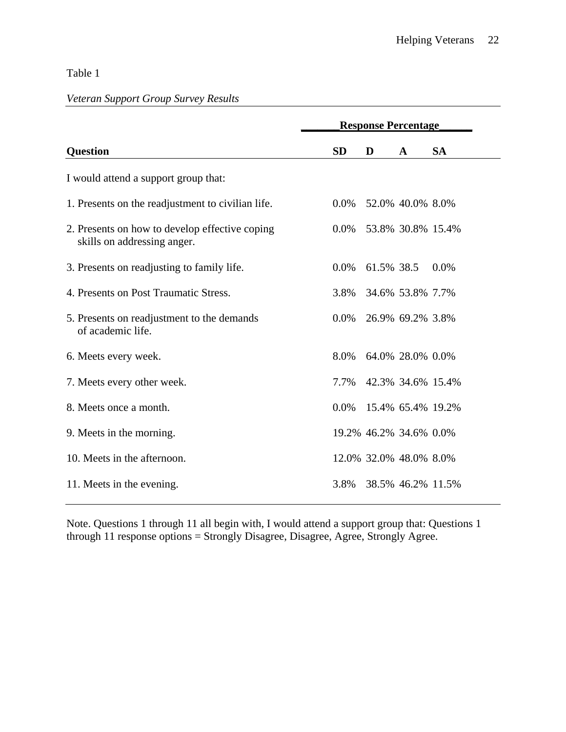Table 1

*Veteran Support Group Survey Results*

| | Response Percentage | | | |
|---|---|---|---|---|
| **Question** | **SD** | **D** | **A** | **SA** |
| I would attend a support group that: | | | | |
| 1. Presents on the readjustment to civilian life. | 0.0% | 52.0% | 40.0% | 8.0% |
| 2. Presents on how to develop effective coping skills on addressing anger. | 0.0% | 53.8% | 30.8% | 15.4% |
| 3. Presents on readjusting to family life. | 0.0% | 61.5% | 38.5 | 0.0% |
| 4. Presents on Post Traumatic Stress. | 3.8% | 34.6% | 53.8% | 7.7% |
| 5. Presents on readjustment to the demands of academic life. | 0.0% | 26.9% | 69.2% | 3.8% |
| 6. Meets every week. | 8.0% | 64.0% | 28.0% | 0.0% |
| 7. Meets every other week. | 7.7% | 42.3% | 34.6% | 15.4% |
| 8. Meets once a month. | 0.0% | 15.4% | 65.4% | 19.2% |
| 9. Meets in the morning. | 19.2% | 46.2% | 34.6% | 0.0% |
| 10. Meets in the afternoon. | 12.0% | 32.0% | 48.0% | 8.0% |
| 11. Meets in the evening. | 3.8% | 38.5% | 46.2% | 11.5% |

Note. Questions 1 through 11 all begin with, I would attend a support group that: Questions 1 through 11 response options = Strongly Disagree, Disagree, Agree, Strongly Agree.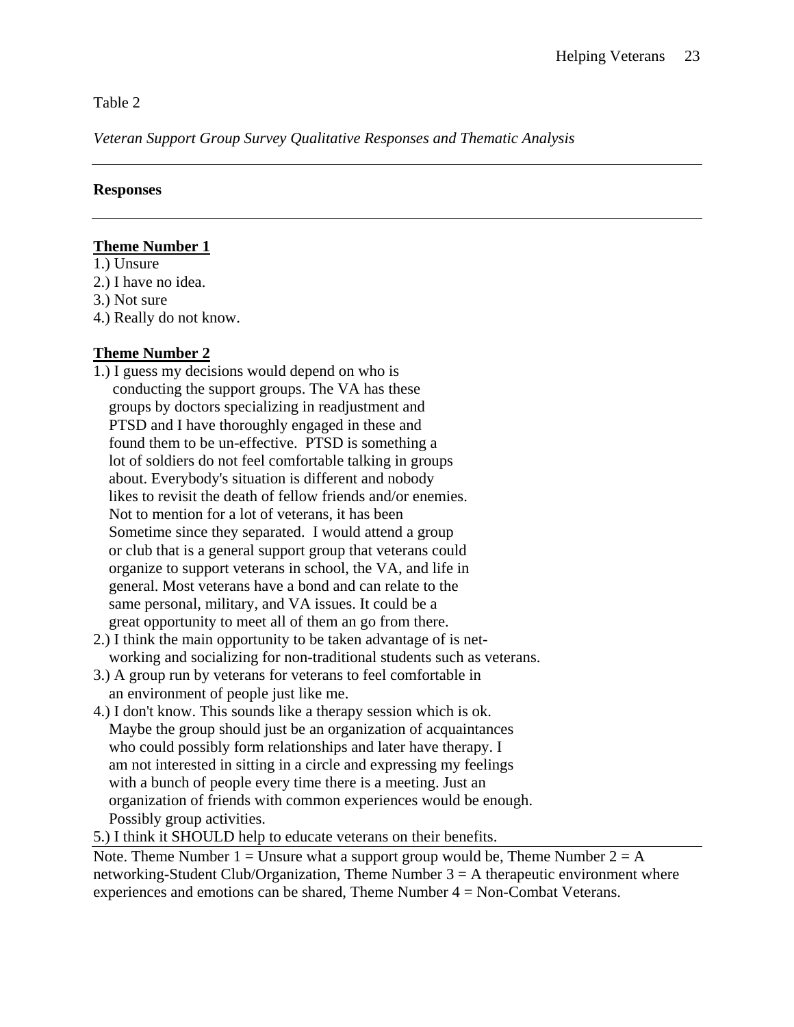Table 2

*Veteran Support Group Survey Qualitative Responses and Thematic Analysis*

---

**Responses**

---

**<u>Theme Number 1</u>**

1.) Unsure
2.) I have no idea.
3.) Not sure
4.) Really do not know.

**<u>Theme Number 2</u>**

1.) I guess my decisions would depend on who is conducting the support groups. The VA has these groups by doctors specializing in readjustment and PTSD and I have thoroughly engaged in these and found them to be un-effective. PTSD is something a lot of soldiers do not feel comfortable talking in groups about. Everybody's situation is different and nobody likes to revisit the death of fellow friends and/or enemies. Not to mention for a lot of veterans, it has been Sometime since they separated. I would attend a group or club that is a general support group that veterans could organize to support veterans in school, the VA, and life in general. Most veterans have a bond and can relate to the same personal, military, and VA issues. It could be a great opportunity to meet all of them an go from there.
2.) I think the main opportunity to be taken advantage of is net-working and socializing for non-traditional students such as veterans.
3.) A group run by veterans for veterans to feel comfortable in an environment of people just like me.
4.) I don't know. This sounds like a therapy session which is ok. Maybe the group should just be an organization of acquaintances who could possibly form relationships and later have therapy. I am not interested in sitting in a circle and expressing my feelings with a bunch of people every time there is a meeting. Just an organization of friends with common experiences would be enough. Possibly group activities.
5.) I think it SHOULD help to educate veterans on their benefits.

---

Note. Theme Number 1 = Unsure what a support group would be, Theme Number 2 = A networking-Student Club/Organization, Theme Number 3 = A therapeutic environment where experiences and emotions can be shared, Theme Number 4 = Non-Combat Veterans.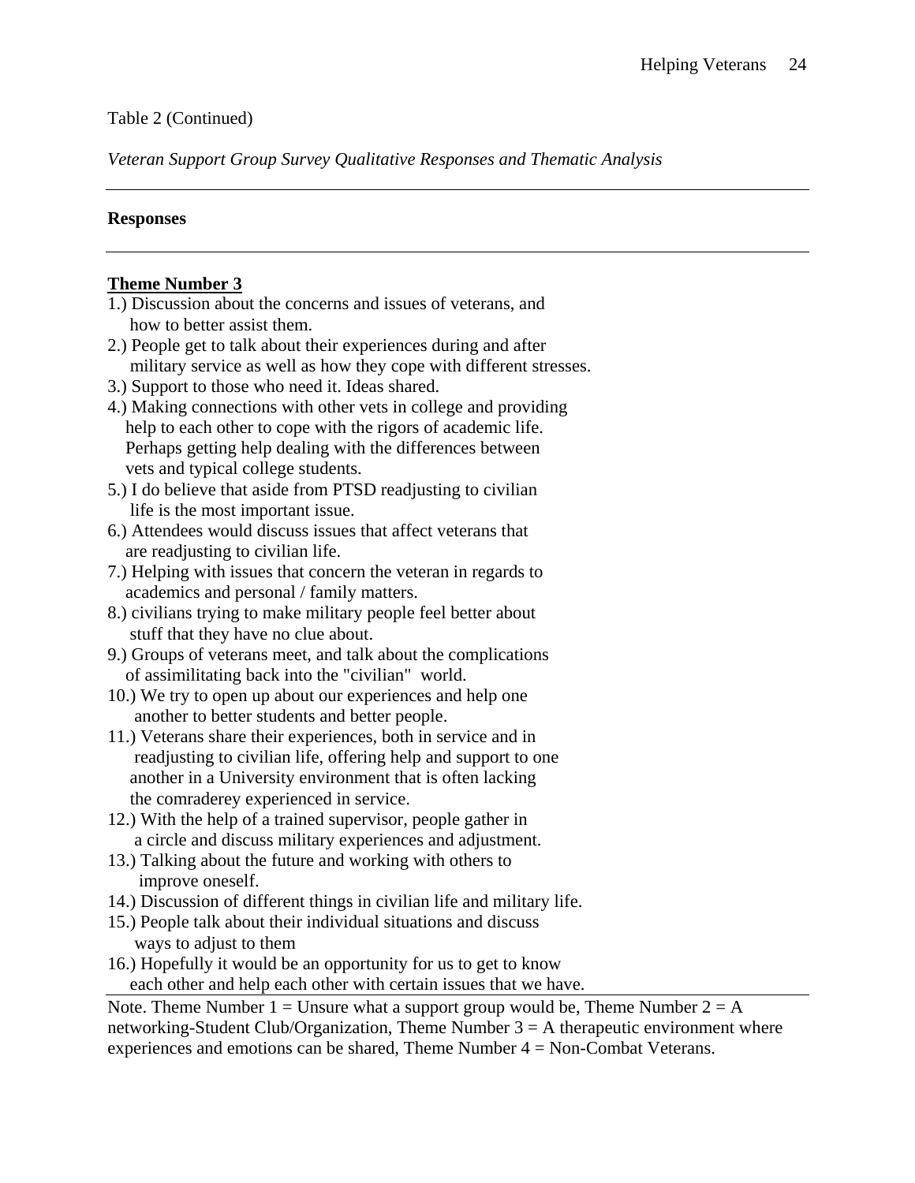Table 2 (Continued)

*Veteran Support Group Survey Qualitative Responses and Thematic Analysis*

| Responses |
|---|
| **<u>Theme Number 3</u>** |
| 1.) Discussion about the concerns and issues of veterans, and how to better assist them. |
| 2.) People get to talk about their experiences during and after military service as well as how they cope with different stresses. |
| 3.) Support to those who need it. Ideas shared. |
| 4.) Making connections with other vets in college and providing help to each other to cope with the rigors of academic life. Perhaps getting help dealing with the differences between vets and typical college students. |
| 5.) I do believe that aside from PTSD readjusting to civilian life is the most important issue. |
| 6.) Attendees would discuss issues that affect veterans that are readjusting to civilian life. |
| 7.) Helping with issues that concern the veteran in regards to academics and personal / family matters. |
| 8.) civilians trying to make military people feel better about stuff that they have no clue about. |
| 9.) Groups of veterans meet, and talk about the complications of assimilitating back into the "civilian" world. |
| 10.) We try to open up about our experiences and help one another to better students and better people. |
| 11.) Veterans share their experiences, both in service and in readjusting to civilian life, offering help and support to one another in a University environment that is often lacking the comraderey experienced in service. |
| 12.) With the help of a trained supervisor, people gather in a circle and discuss military experiences and adjustment. |
| 13.) Talking about the future and working with others to improve oneself. |
| 14.) Discussion of different things in civilian life and military life. |
| 15.) People talk about their individual situations and discuss ways to adjust to them |
| 16.) Hopefully it would be an opportunity for us to get to know each other and help each other with certain issues that we have. |

Note. Theme Number 1 = Unsure what a support group would be, Theme Number 2 = A networking-Student Club/Organization, Theme Number 3 = A therapeutic environment where experiences and emotions can be shared, Theme Number 4 = Non-Combat Veterans.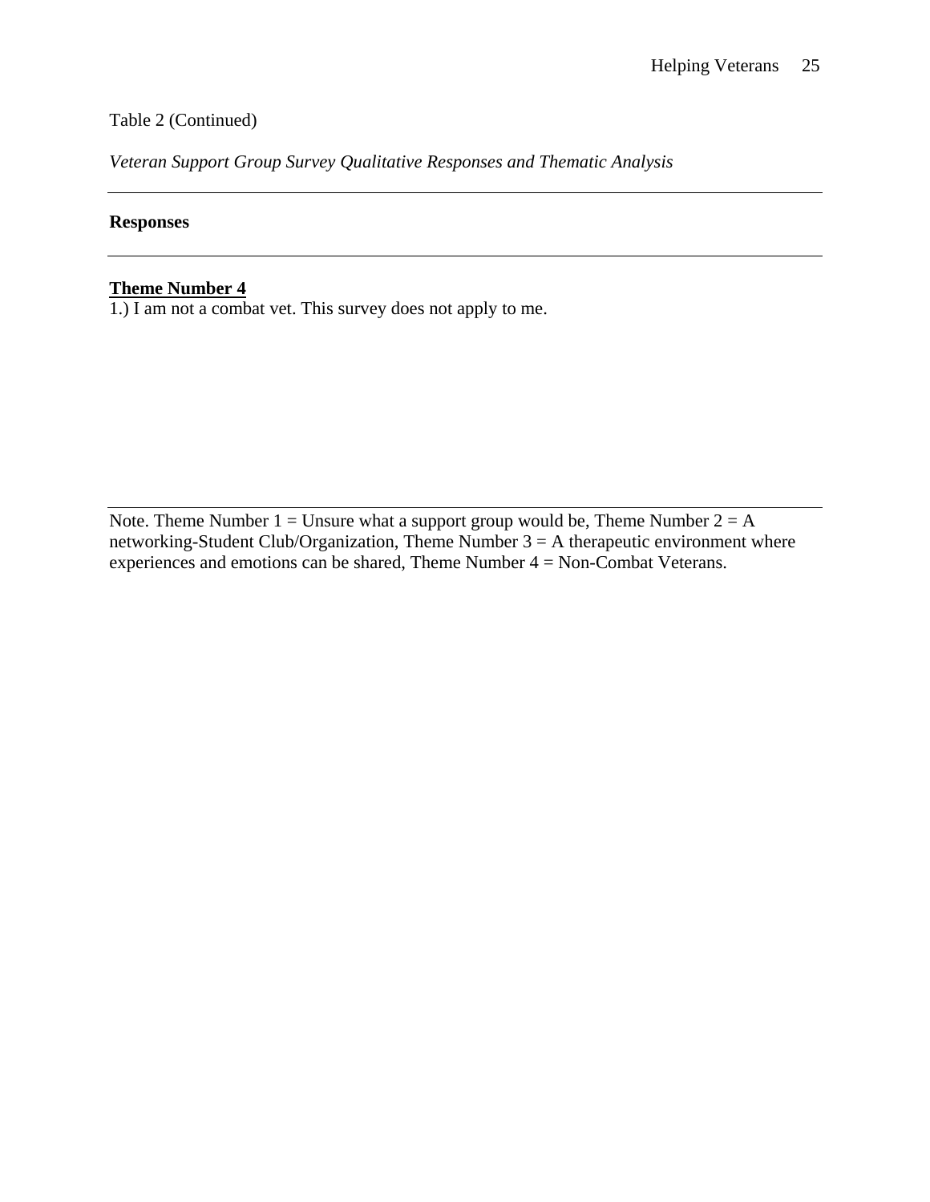Table 2 (Continued)

*Veteran Support Group Survey Qualitative Responses and Thematic Analysis*

| **Responses** |
|---|
| **<u>Theme Number 4</u>**<br>1.) I am not a combat vet. This survey does not apply to me. |

Note. Theme Number 1 = Unsure what a support group would be, Theme Number 2 = A networking-Student Club/Organization, Theme Number 3 = A therapeutic environment where experiences and emotions can be shared, Theme Number 4 = Non-Combat Veterans.